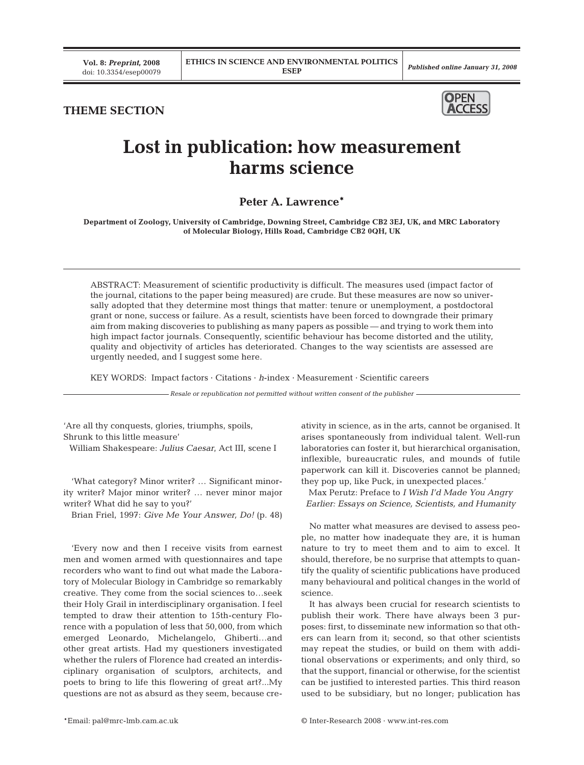THEME SECTION

# Lost in publication: how measurement harms science

**Peter A. Lawrence***

**Department of Zoology, University of Cambridge, Downing Street, Cambridge CB2 3EJ, UK, and MRC Laboratory of Molecular Biology, Hills Road, Cambridge CB2 0QH, UK**

ABSTRACT: Measurement of scientific productivity is difficult. The measures used (impact factor of the journal, citations to the paper being measured) are crude. But these measures are now so universally adopted that they determine most things that matter: tenure or unemployment, a postdoctoral grant or none, success or failure. As a result, scientists have been forced to downgrade their primary aim from making discoveries to publishing as many papers as possible — and trying to work them into high impact factor journals. Consequently, scientific behaviour has become distorted and the utility, quality and objectivity of articles has deteriorated. Changes to the way scientists are assessed are urgently needed, and I suggest some here.

KEY WORDS: Impact factors · Citations · *h*-index · Measurement · Scientific careers

*Resale or republication not permitted without written consent of the publisher*

'Are all thy conquests, glories, triumphs, spoils,
Shrunk to this little measure'
William Shakespeare: *Julius Caesar*, Act III, scene I

'What category? Minor writer? … Significant minority writer? Major minor writer? … never minor major writer? What did he say to you?'
Brian Friel, 1997: *Give Me Your Answer, Do!* (p. 48)

'Every now and then I receive visits from earnest men and women armed with questionnaires and tape recorders who want to find out what made the Laboratory of Molecular Biology in Cambridge so remarkably creative. They come from the social sciences to…seek their Holy Grail in interdisciplinary organisation. I feel tempted to draw their attention to 15th-century Florence with a population of less that 50,000, from which emerged Leonardo, Michelangelo, Ghiberti…and other great artists. Had my questioners investigated whether the rulers of Florence had created an interdisciplinary organisation of sculptors, architects, and poets to bring to life this flowering of great art?...My questions are not as absurd as they seem, because creativity in science, as in the arts, cannot be organised. It arises spontaneously from individual talent. Well-run laboratories can foster it, but hierarchical organisation, inflexible, bureaucratic rules, and mounds of futile paperwork can kill it. Discoveries cannot be planned; they pop up, like Puck, in unexpected places.'
Max Perutz: Preface to *I Wish I'd Made You Angry Earlier: Essays on Science, Scientists, and Humanity*

No matter what measures are devised to assess people, no matter how inadequate they are, it is human nature to try to meet them and to aim to excel. It should, therefore, be no surprise that attempts to quantify the quality of scientific publications have produced many behavioural and political changes in the world of science.

It has always been crucial for research scientists to publish their work. There have always been 3 purposes: first, to disseminate new information so that others can learn from it; second, so that other scientists may repeat the studies, or build on them with additional observations or experiments; and only third, so that the support, financial or otherwise, for the scientist can be justified to interested parties. This third reason used to be subsidiary, but no longer; publication has

*Email: pal@mrc-lmb.cam.ac.uk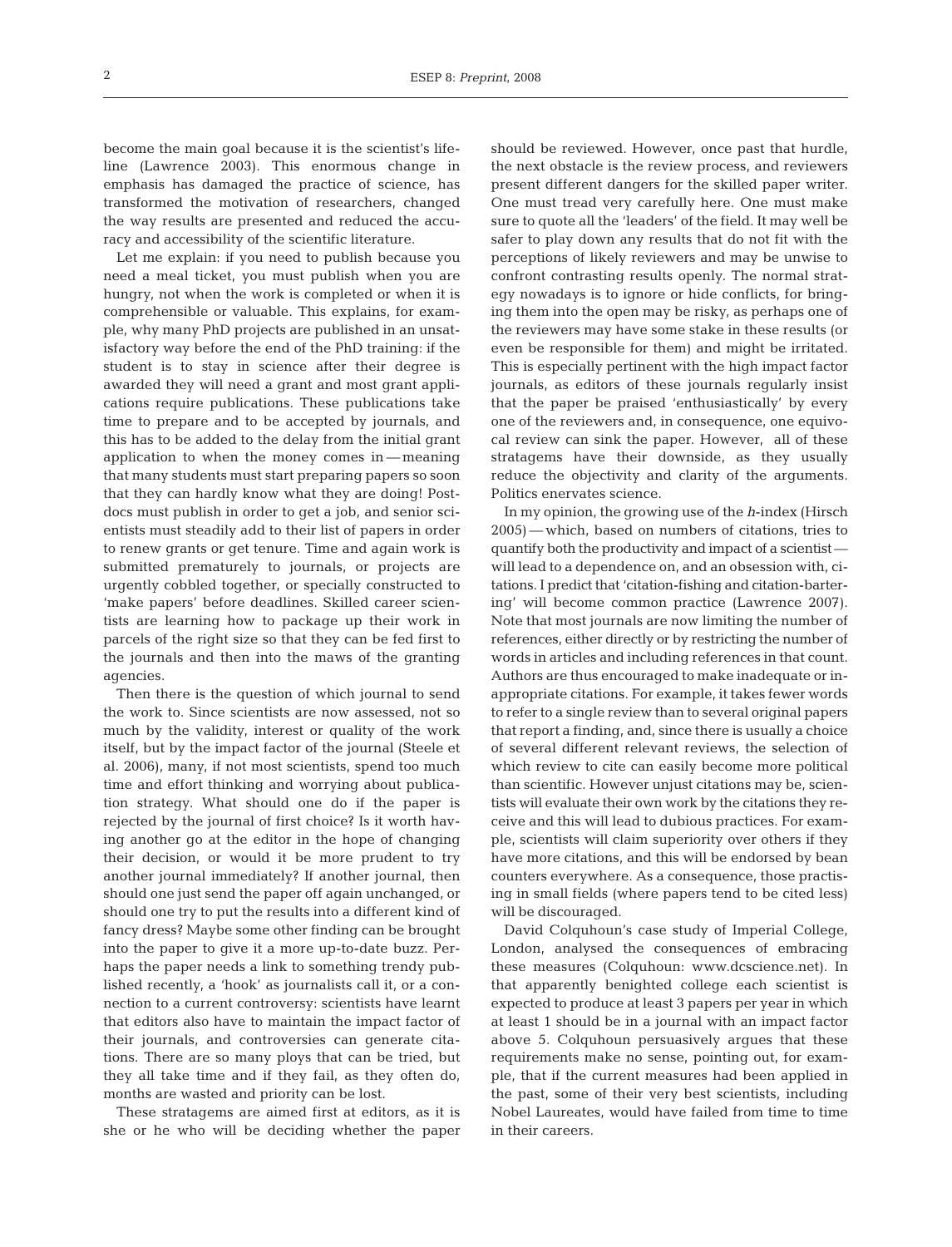become the main goal because it is the scientist's lifeline (Lawrence 2003). This enormous change in emphasis has damaged the practice of science, has transformed the motivation of researchers, changed the way results are presented and reduced the accuracy and accessibility of the scientific literature.

Let me explain: if you need to publish because you need a meal ticket, you must publish when you are hungry, not when the work is completed or when it is comprehensible or valuable. This explains, for example, why many PhD projects are published in an unsatisfactory way before the end of the PhD training: if the student is to stay in science after their degree is awarded they will need a grant and most grant applications require publications. These publications take time to prepare and to be accepted by journals, and this has to be added to the delay from the initial grant application to when the money comes in — meaning that many students must start preparing papers so soon that they can hardly know what they are doing! Postdocs must publish in order to get a job, and senior scientists must steadily add to their list of papers in order to renew grants or get tenure. Time and again work is submitted prematurely to journals, or projects are urgently cobbled together, or specially constructed to 'make papers' before deadlines. Skilled career scientists are learning how to package up their work in parcels of the right size so that they can be fed first to the journals and then into the maws of the granting agencies.

Then there is the question of which journal to send the work to. Since scientists are now assessed, not so much by the validity, interest or quality of the work itself, but by the impact factor of the journal (Steele et al. 2006), many, if not most scientists, spend too much time and effort thinking and worrying about publication strategy. What should one do if the paper is rejected by the journal of first choice? Is it worth having another go at the editor in the hope of changing their decision, or would it be more prudent to try another journal immediately? If another journal, then should one just send the paper off again unchanged, or should one try to put the results into a different kind of fancy dress? Maybe some other finding can be brought into the paper to give it a more up-to-date buzz. Perhaps the paper needs a link to something trendy published recently, a 'hook' as journalists call it, or a connection to a current controversy: scientists have learnt that editors also have to maintain the impact factor of their journals, and controversies can generate citations. There are so many ploys that can be tried, but they all take time and if they fail, as they often do, months are wasted and priority can be lost.

These stratagems are aimed first at editors, as it is she or he who will be deciding whether the paper should be reviewed. However, once past that hurdle, the next obstacle is the review process, and reviewers present different dangers for the skilled paper writer. One must tread very carefully here. One must make sure to quote all the 'leaders' of the field. It may well be safer to play down any results that do not fit with the perceptions of likely reviewers and may be unwise to confront contrasting results openly. The normal strategy nowadays is to ignore or hide conflicts, for bringing them into the open may be risky, as perhaps one of the reviewers may have some stake in these results (or even be responsible for them) and might be irritated. This is especially pertinent with the high impact factor journals, as editors of these journals regularly insist that the paper be praised 'enthusiastically' by every one of the reviewers and, in consequence, one equivocal review can sink the paper. However, all of these stratagems have their downside, as they usually reduce the objectivity and clarity of the arguments. Politics enervates science.

In my opinion, the growing use of the *h*-index (Hirsch 2005) — which, based on numbers of citations, tries to quantify both the productivity and impact of a scientist — will lead to a dependence on, and an obsession with, citations. I predict that 'citation-fishing and citation-bartering' will become common practice (Lawrence 2007). Note that most journals are now limiting the number of references, either directly or by restricting the number of words in articles and including references in that count. Authors are thus encouraged to make inadequate or inappropriate citations. For example, it takes fewer words to refer to a single review than to several original papers that report a finding, and, since there is usually a choice of several different relevant reviews, the selection of which review to cite can easily become more political than scientific. However unjust citations may be, scientists will evaluate their own work by the citations they receive and this will lead to dubious practices. For example, scientists will claim superiority over others if they have more citations, and this will be endorsed by bean counters everywhere. As a consequence, those practising in small fields (where papers tend to be cited less) will be discouraged.

David Colquhoun's case study of Imperial College, London, analysed the consequences of embracing these measures (Colquhoun: www.dcscience.net). In that apparently benighted college each scientist is expected to produce at least 3 papers per year in which at least 1 should be in a journal with an impact factor above 5. Colquhoun persuasively argues that these requirements make no sense, pointing out, for example, that if the current measures had been applied in the past, some of their very best scientists, including Nobel Laureates, would have failed from time to time in their careers.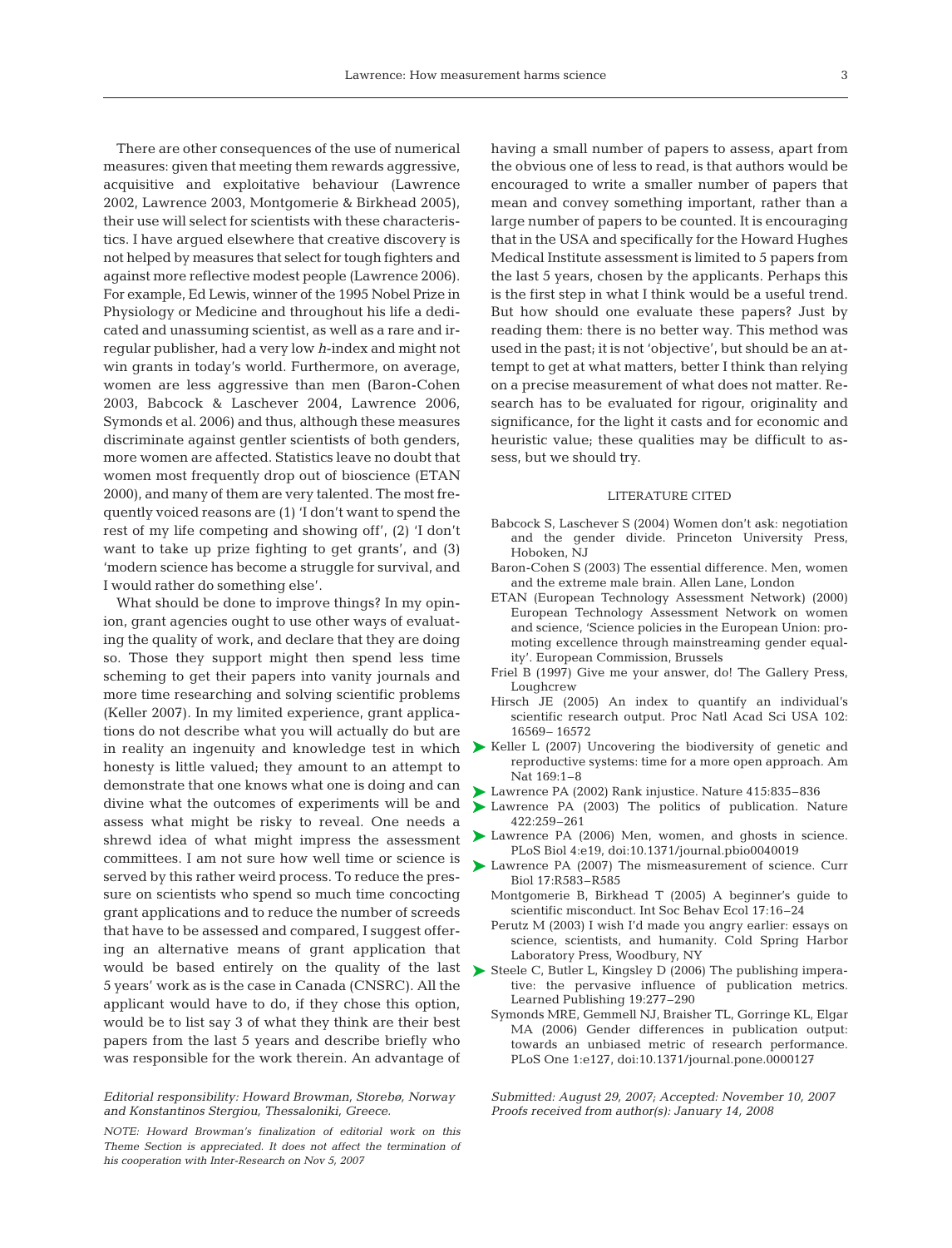There are other consequences of the use of numerical measures: given that meeting them rewards aggressive, acquisitive and exploitative behaviour (Lawrence 2002, Lawrence 2003, Montgomerie & Birkhead 2005), their use will select for scientists with these characteristics. I have argued elsewhere that creative discovery is not helped by measures that select for tough fighters and against more reflective modest people (Lawrence 2006). For example, Ed Lewis, winner of the 1995 Nobel Prize in Physiology or Medicine and throughout his life a dedicated and unassuming scientist, as well as a rare and irregular publisher, had a very low *h*-index and might not win grants in today's world. Furthermore, on average, women are less aggressive than men (Baron-Cohen 2003, Babcock & Laschever 2004, Lawrence 2006, Symonds et al. 2006) and thus, although these measures discriminate against gentler scientists of both genders, more women are affected. Statistics leave no doubt that women most frequently drop out of bioscience (ETAN 2000), and many of them are very talented. The most frequently voiced reasons are (1) 'I don't want to spend the rest of my life competing and showing off', (2) 'I don't want to take up prize fighting to get grants', and (3) 'modern science has become a struggle for survival, and I would rather do something else'.

What should be done to improve things? In my opinion, grant agencies ought to use other ways of evaluating the quality of work, and declare that they are doing so. Those they support might then spend less time scheming to get their papers into vanity journals and more time researching and solving scientific problems (Keller 2007). In my limited experience, grant applications do not describe what you will actually do but are in reality an ingenuity and knowledge test in which honesty is little valued; they amount to an attempt to demonstrate that one knows what one is doing and can divine what the outcomes of experiments will be and assess what might be risky to reveal. One needs a shrewd idea of what might impress the assessment committees. I am not sure how well time or science is served by this rather weird process. To reduce the pressure on scientists who spend so much time concocting grant applications and to reduce the number of screeds that have to be assessed and compared, I suggest offering an alternative means of grant application that would be based entirely on the quality of the last 5 years' work as is the case in Canada (CNSRC). All the applicant would have to do, if they chose this option, would be to list say 3 of what they think are their best papers from the last 5 years and describe briefly who was responsible for the work therein. An advantage of having a small number of papers to assess, apart from the obvious one of less to read, is that authors would be encouraged to write a smaller number of papers that mean and convey something important, rather than a large number of papers to be counted. It is encouraging that in the USA and specifically for the Howard Hughes Medical Institute assessment is limited to 5 papers from the last 5 years, chosen by the applicants. Perhaps this is the first step in what I think would be a useful trend. But how should one evaluate these papers? Just by reading them: there is no better way. This method was used in the past; it is not 'objective', but should be an attempt to get at what matters, better I think than relying on a precise measurement of what does not matter. Research has to be evaluated for rigour, originality and significance, for the light it casts and for economic and heuristic value; these qualities may be difficult to assess, but we should try.

## LITERATURE CITED

- Babcock S, Laschever S (2004) Women don't ask: negotiation and the gender divide. Princeton University Press, Hoboken, NJ
- Baron-Cohen S (2003) The essential difference. Men, women and the extreme male brain. Allen Lane, London
- ETAN (European Technology Assessment Network) (2000) European Technology Assessment Network on women and science, 'Science policies in the European Union: promoting excellence through mainstreaming gender equality'. European Commission, Brussels
- Friel B (1997) Give me your answer, do! The Gallery Press, Loughcrew
- Hirsch JE (2005) An index to quantify an individual's scientific research output. Proc Natl Acad Sci USA 102: 16569–16572
- Keller L (2007) Uncovering the biodiversity of genetic and reproductive systems: time for a more open approach. Am Nat 169:1–8
- Lawrence PA (2002) Rank injustice. Nature 415:835–836
- Lawrence PA (2003) The politics of publication. Nature 422:259–261
- Lawrence PA (2006) Men, women, and ghosts in science. PLoS Biol 4:e19, doi:10.1371/journal.pbio0040019
- Lawrence PA (2007) The mismeasurement of science. Curr Biol 17:R583–R585
- Montgomerie B, Birkhead T (2005) A beginner's guide to scientific misconduct. Int Soc Behav Ecol 17:16–24
- Perutz M (2003) I wish I'd made you angry earlier: essays on science, scientists, and humanity. Cold Spring Harbor Laboratory Press, Woodbury, NY
- Steele C, Butler L, Kingsley D (2006) The publishing imperative: the pervasive influence of publication metrics. Learned Publishing 19:277–290
- Symonds MRE, Gemmell NJ, Braisher TL, Gorringe KL, Elgar MA (2006) Gender differences in publication output: towards an unbiased metric of research performance. PLoS One 1:e127, doi:10.1371/journal.pone.0000127

*Editorial responsibility: Howard Browman, Storebø, Norway and Konstantinos Stergiou, Thessaloniki, Greece.*

*NOTE: Howard Browman's finalization of editorial work on this Theme Section is appreciated. It does not affect the termination of his cooperation with Inter-Research on Nov 5, 2007*

*Submitted: August 29, 2007; Accepted: November 10, 2007*
*Proofs received from author(s): January 14, 2008*